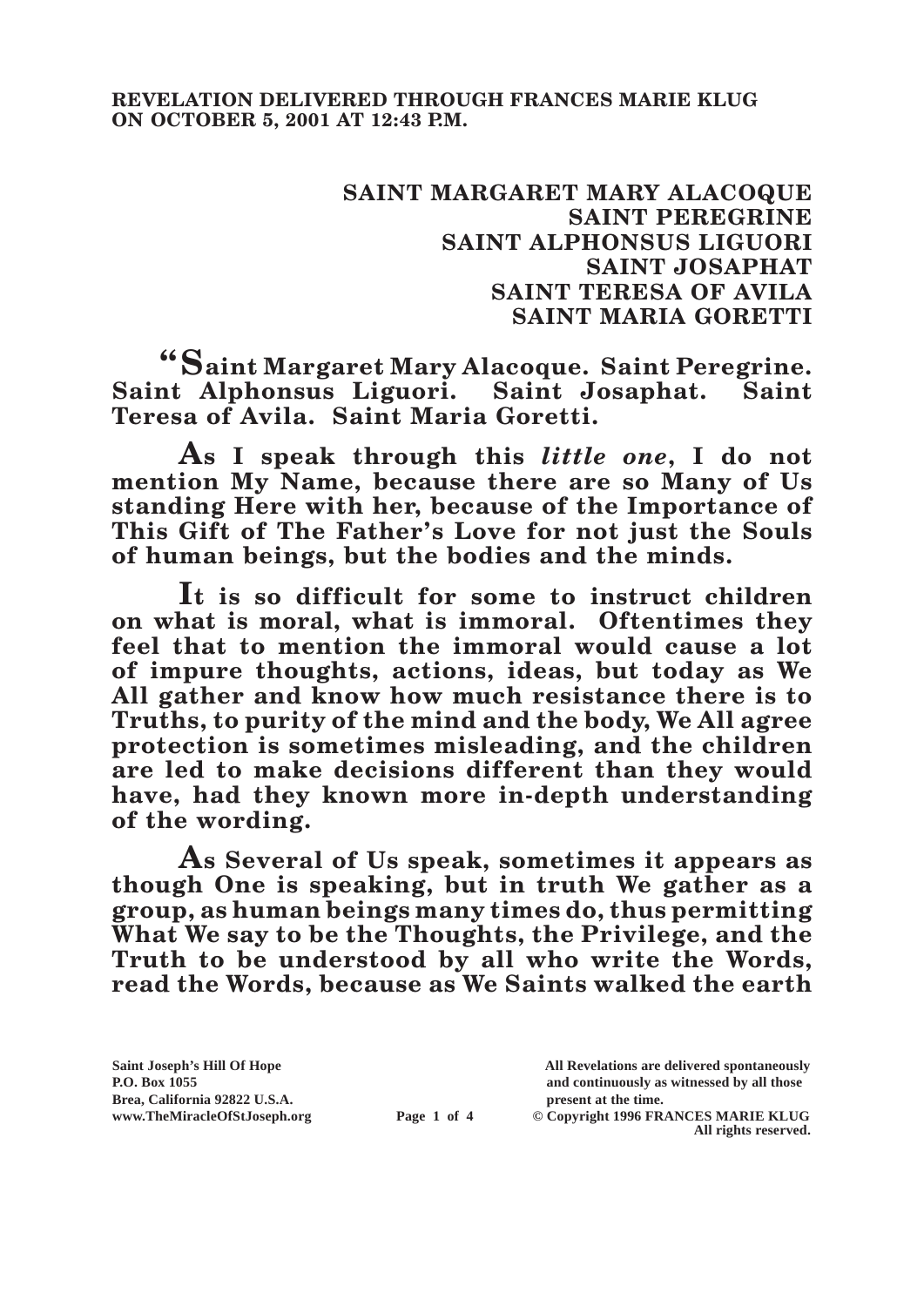**REVELATION DELIVERED THROUGH FRANCES MARIE KLUG ON OCTOBER 5, 2001 AT 12:43 P.M.**

**SAINT MARGARET MARY ALACOQUE**
**SAINT PEREGRINE**
**SAINT ALPHONSUS LIGUORI**
**SAINT JOSAPHAT**
**SAINT TERESA OF AVILA**
**SAINT MARIA GORETTI**

**"Saint Margaret Mary Alacoque. Saint Peregrine. Saint Alphonsus Liguori. Saint Josaphat. Saint Teresa of Avila. Saint Maria Goretti.**

**As I speak through this *little one*, I do not mention My Name, because there are so Many of Us standing Here with her, because of the Importance of This Gift of The Father's Love for not just the Souls of human beings, but the bodies and the minds.**

**It is so difficult for some to instruct children on what is moral, what is immoral. Oftentimes they feel that to mention the immoral would cause a lot of impure thoughts, actions, ideas, but today as We All gather and know how much resistance there is to Truths, to purity of the mind and the body, We All agree protection is sometimes misleading, and the children are led to make decisions different than they would have, had they known more in-depth understanding of the wording.**

**As Several of Us speak, sometimes it appears as though One is speaking, but in truth We gather as a group, as human beings many times do, thus permitting What We say to be the Thoughts, the Privilege, and the Truth to be understood by all who write the Words, read the Words, because as We Saints walked the earth**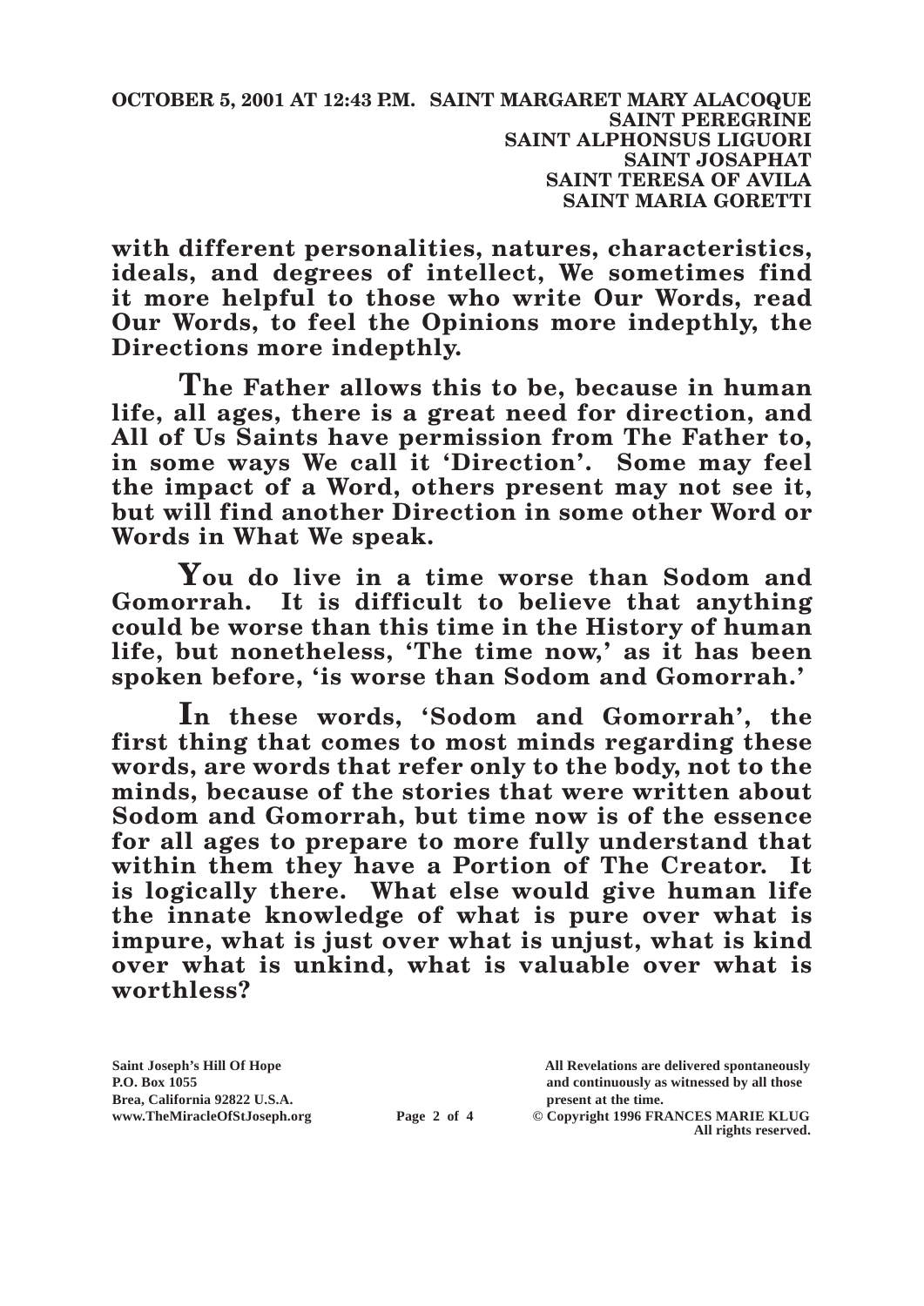with different personalities, natures, characteristics, ideals, and degrees of intellect, We sometimes find it more helpful to those who write Our Words, read Our Words, to feel the Opinions more indepthly, the Directions more indepthly.

The Father allows this to be, because in human life, all ages, there is a great need for direction, and All of Us Saints have permission from The Father to, in some ways We call it 'Direction'. Some may feel the impact of a Word, others present may not see it, but will find another Direction in some other Word or Words in What We speak.

You do live in a time worse than Sodom and Gomorrah. It is difficult to believe that anything could be worse than this time in the History of human life, but nonetheless, 'The time now,' as it has been spoken before, 'is worse than Sodom and Gomorrah.'

In these words, 'Sodom and Gomorrah', the first thing that comes to most minds regarding these words, are words that refer only to the body, not to the minds, because of the stories that were written about Sodom and Gomorrah, but time now is of the essence for all ages to prepare to more fully understand that within them they have a Portion of The Creator. It is logically there. What else would give human life the innate knowledge of what is pure over what is impure, what is just over what is unjust, what is kind over what is unkind, what is valuable over what is worthless?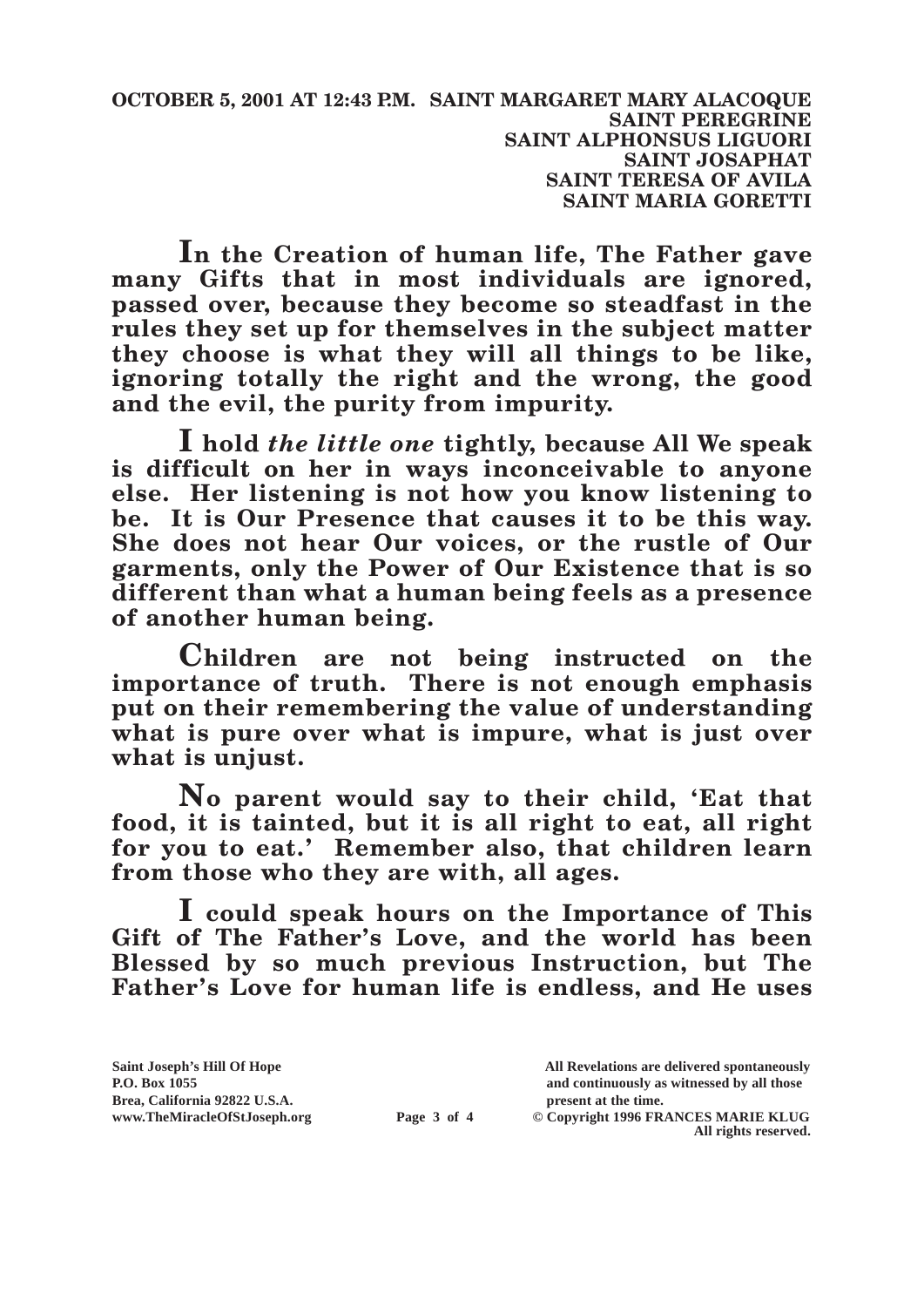**OCTOBER 5, 2001 AT 12:43 P.M. SAINT MARGARET MARY ALACOQUE**
**SAINT PEREGRINE**
**SAINT ALPHONSUS LIGUORI**
**SAINT JOSAPHAT**
**SAINT TERESA OF AVILA**
**SAINT MARIA GORETTI**

**In the Creation of human life, The Father gave many Gifts that in most individuals are ignored, passed over, because they become so steadfast in the rules they set up for themselves in the subject matter they choose is what they will all things to be like, ignoring totally the right and the wrong, the good and the evil, the purity from impurity.**

**I hold *the little one* tightly, because All We speak is difficult on her in ways inconceivable to anyone else. Her listening is not how you know listening to be. It is Our Presence that causes it to be this way. She does not hear Our voices, or the rustle of Our garments, only the Power of Our Existence that is so different than what a human being feels as a presence of another human being.**

**Children are not being instructed on the importance of truth. There is not enough emphasis put on their remembering the value of understanding what is pure over what is impure, what is just over what is unjust.**

**No parent would say to their child, 'Eat that food, it is tainted, but it is all right to eat, all right for you to eat.' Remember also, that children learn from those who they are with, all ages.**

**I could speak hours on the Importance of This Gift of The Father's Love, and the world has been Blessed by so much previous Instruction, but The Father's Love for human life is endless, and He uses**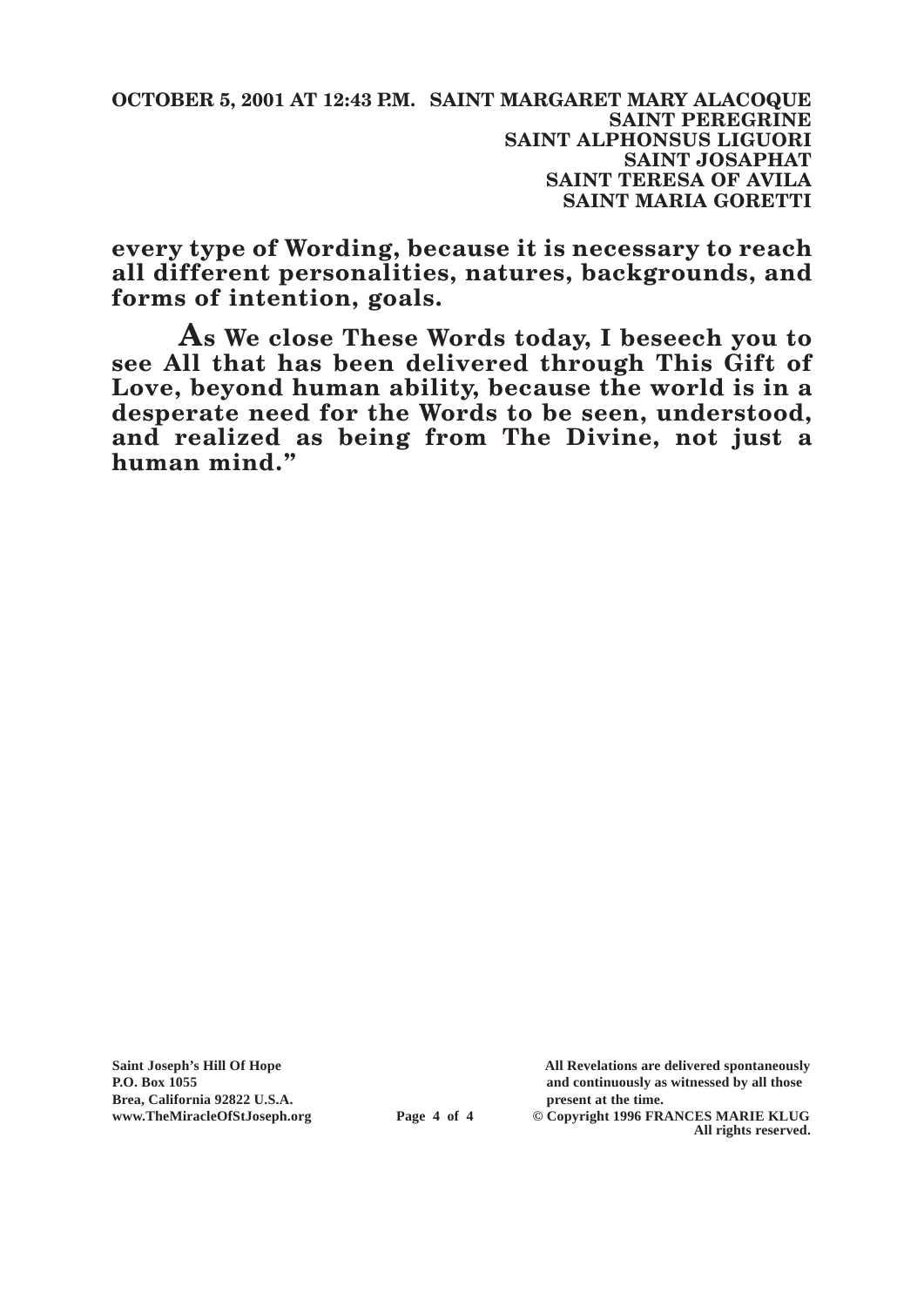**every type of Wording, because it is necessary to reach all different personalities, natures, backgrounds, and forms of intention, goals.**

**As We close These Words today, I beseech you to see All that has been delivered through This Gift of Love, beyond human ability, because the world is in a desperate need for the Words to be seen, understood, and realized as being from The Divine, not just a human mind."**